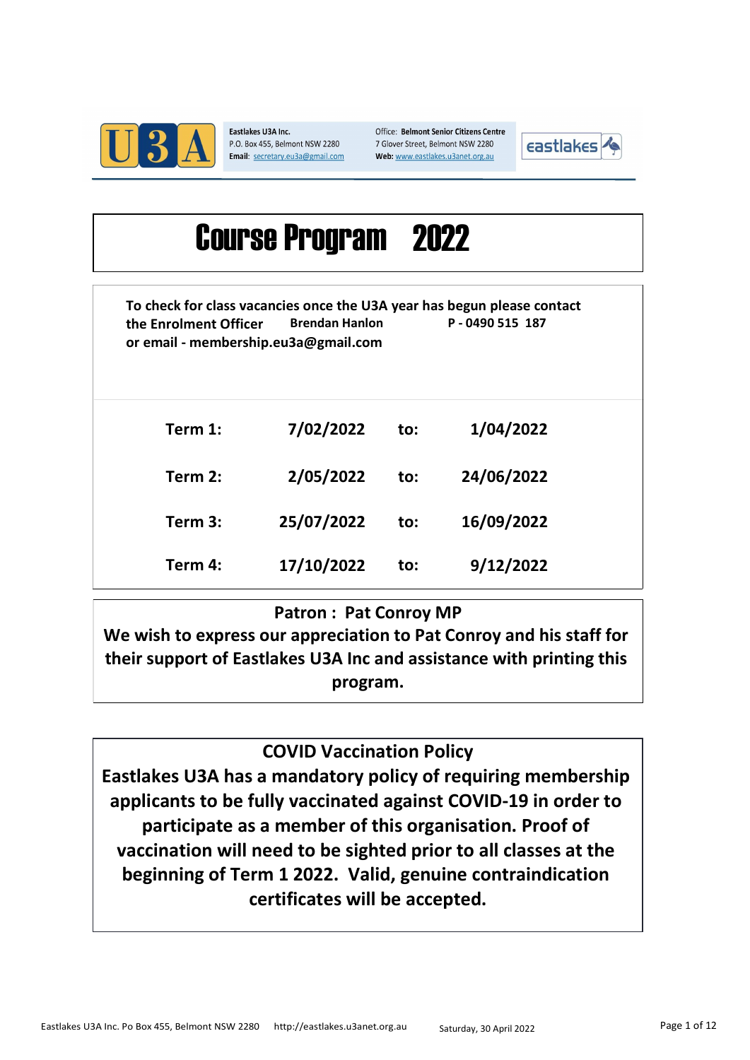Eastlakes U3A Inc.
P.O. Box 455, Belmont NSW 2280
Email: secretary.eu3a@gmail.com

Office: Belmont Senior Citizens Centre
7 Glover Street, Belmont NSW 2280
Web: www.eastlakes.u3anet.org.au

# Course Program 2022

**To check for class vacancies once the U3A year has begun please contact the Enrolment Officer Brendan Hanlon P - 0490 515 187 or email - membership.eu3a@gmail.com**

| | | | |
|---|---|---|---|
| **Term 1:** | **7/02/2022** | **to:** | **1/04/2022** |
| **Term 2:** | **2/05/2022** | **to:** | **24/06/2022** |
| **Term 3:** | **25/07/2022** | **to:** | **16/09/2022** |
| **Term 4:** | **17/10/2022** | **to:** | **9/12/2022** |

**Patron : Pat Conroy MP**

**We wish to express our appreciation to Pat Conroy and his staff for their support of Eastlakes U3A Inc and assistance with printing this program.**

## COVID Vaccination Policy

**Eastlakes U3A has a mandatory policy of requiring membership applicants to be fully vaccinated against COVID-19 in order to participate as a member of this organisation. Proof of vaccination will need to be sighted prior to all classes at the beginning of Term 1 2022. Valid, genuine contraindication certificates will be accepted.**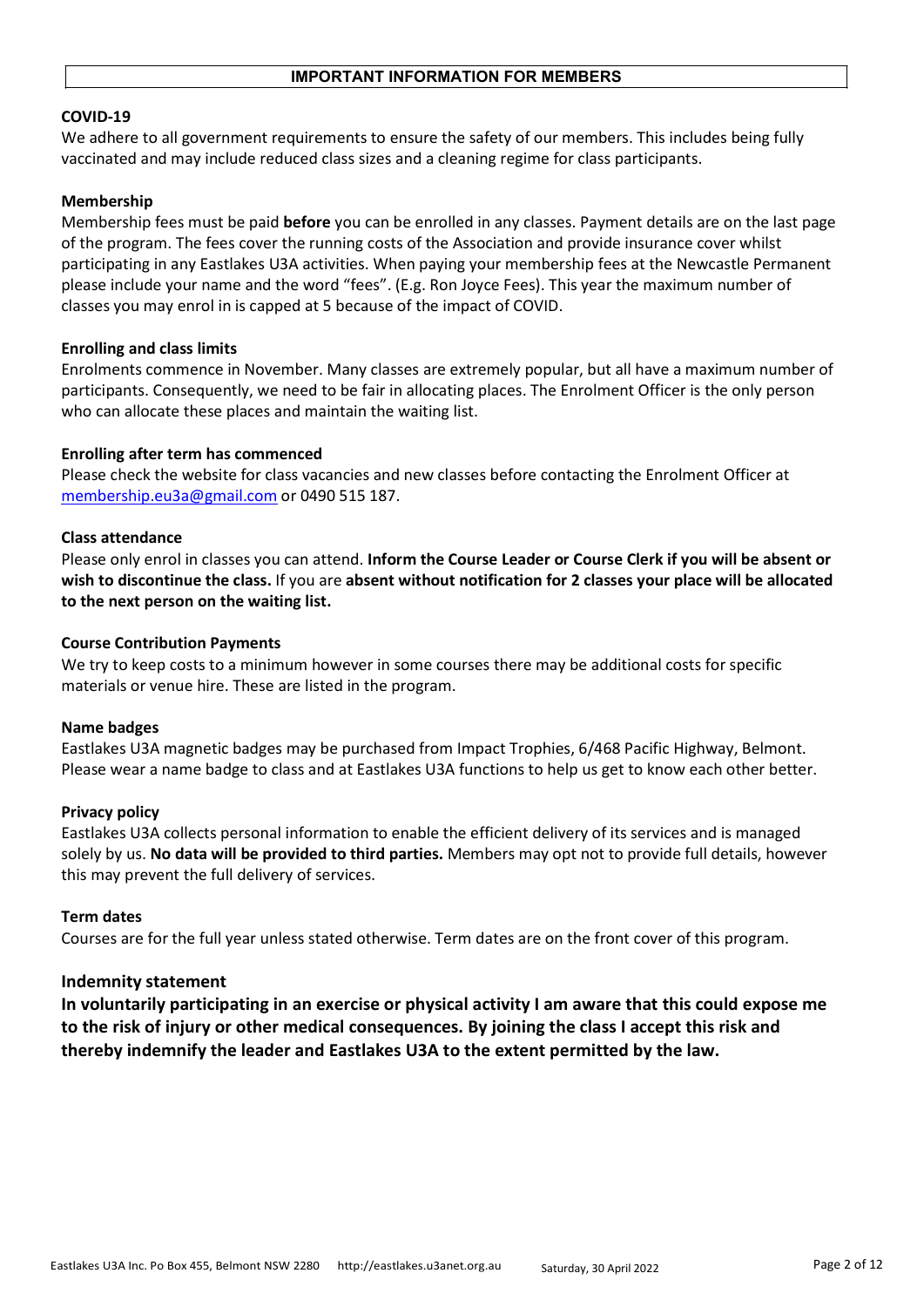## IMPORTANT INFORMATION FOR MEMBERS

### COVID-19

We adhere to all government requirements to ensure the safety of our members. This includes being fully vaccinated and may include reduced class sizes and a cleaning regime for class participants.

### Membership

Membership fees must be paid **before** you can be enrolled in any classes. Payment details are on the last page of the program. The fees cover the running costs of the Association and provide insurance cover whilst participating in any Eastlakes U3A activities. When paying your membership fees at the Newcastle Permanent please include your name and the word "fees". (E.g. Ron Joyce Fees). This year the maximum number of classes you may enrol in is capped at 5 because of the impact of COVID.

### Enrolling and class limits

Enrolments commence in November. Many classes are extremely popular, but all have a maximum number of participants. Consequently, we need to be fair in allocating places. The Enrolment Officer is the only person who can allocate these places and maintain the waiting list.

### Enrolling after term has commenced

Please check the website for class vacancies and new classes before contacting the Enrolment Officer at membership.eu3a@gmail.com or 0490 515 187.

### Class attendance

Please only enrol in classes you can attend. **Inform the Course Leader or Course Clerk if you will be absent or wish to discontinue the class.** If you are **absent without notification for 2 classes your place will be allocated to the next person on the waiting list.**

### Course Contribution Payments

We try to keep costs to a minimum however in some courses there may be additional costs for specific materials or venue hire. These are listed in the program.

### Name badges

Eastlakes U3A magnetic badges may be purchased from Impact Trophies, 6/468 Pacific Highway, Belmont. Please wear a name badge to class and at Eastlakes U3A functions to help us get to know each other better.

### Privacy policy

Eastlakes U3A collects personal information to enable the efficient delivery of its services and is managed solely by us. **No data will be provided to third parties.** Members may opt not to provide full details, however this may prevent the full delivery of services.

### Term dates

Courses are for the full year unless stated otherwise. Term dates are on the front cover of this program.

### Indemnity statement

**In voluntarily participating in an exercise or physical activity I am aware that this could expose me to the risk of injury or other medical consequences. By joining the class I accept this risk and thereby indemnify the leader and Eastlakes U3A to the extent permitted by the law.**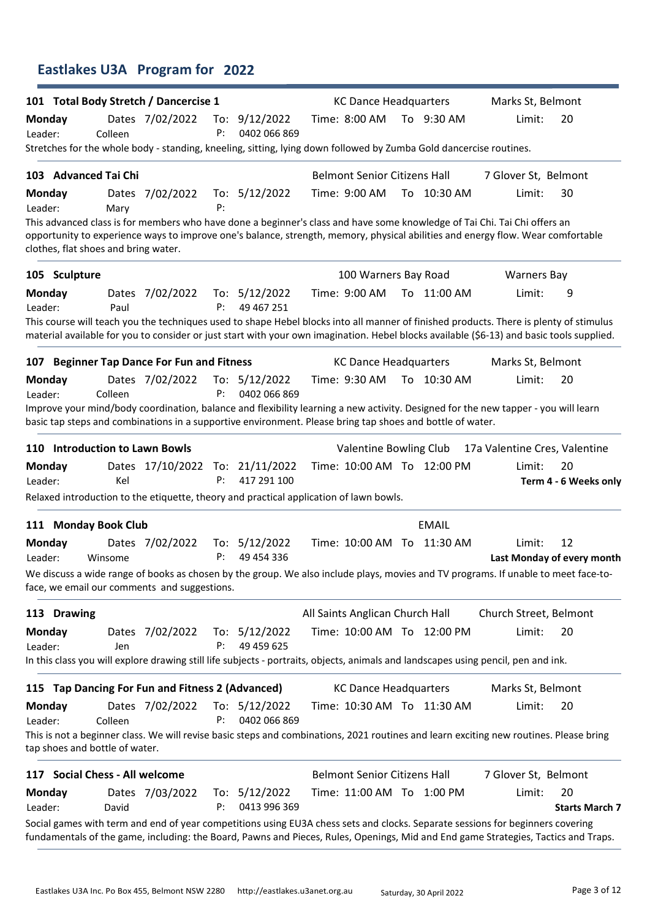# Eastlakes U3A Program for 2022

### 101 Total Body Stretch / Dancercise 1

KC Dance Headquarters — Marks St, Belmont

**Monday** Dates 7/02/2022 To: 9/12/2022 Time: 8:00 AM To 9:30 AM Limit: 20
Leader: Colleen P: 0402 066 869

Stretches for the whole body - standing, kneeling, sitting, lying down followed by Zumba Gold dancercise routines.

### 103 Advanced Tai Chi

Belmont Senior Citizens Hall — 7 Glover St, Belmont

**Monday** Dates 7/02/2022 To: 5/12/2022 Time: 9:00 AM To 10:30 AM Limit: 30
Leader: Mary P:

This advanced class is for members who have done a beginner's class and have some knowledge of Tai Chi. Tai Chi offers an opportunity to experience ways to improve one's balance, strength, memory, physical abilities and energy flow. Wear comfortable clothes, flat shoes and bring water.

### 105 Sculpture

100 Warners Bay Road — Warners Bay

**Monday** Dates 7/02/2022 To: 5/12/2022 Time: 9:00 AM To 11:00 AM Limit: 9
Leader: Paul P: 49 467 251

This course will teach you the techniques used to shape Hebel blocks into all manner of finished products. There is plenty of stimulus material available for you to consider or just start with your own imagination. Hebel blocks available ($6-13) and basic tools supplied.

### 107 Beginner Tap Dance For Fun and Fitness

KC Dance Headquarters — Marks St, Belmont

**Monday** Dates 7/02/2022 To: 5/12/2022 Time: 9:30 AM To 10:30 AM Limit: 20
Leader: Colleen P: 0402 066 869

Improve your mind/body coordination, balance and flexibility learning a new activity. Designed for the new tapper - you will learn basic tap steps and combinations in a supportive environment. Please bring tap shoes and bottle of water.

### 110 Introduction to Lawn Bowls

Valentine Bowling Club — 17a Valentine Cres, Valentine

**Monday** Dates 17/10/2022 To: 21/11/2022 Time: 10:00 AM To 12:00 PM Limit: 20
Leader: Kel P: 417 291 100 **Term 4 - 6 Weeks only**

Relaxed introduction to the etiquette, theory and practical application of lawn bowls.

### 111 Monday Book Club

EMAIL

**Monday** Dates 7/02/2022 To: 5/12/2022 Time: 10:00 AM To 11:30 AM Limit: 12
Leader: Winsome P: 49 454 336 **Last Monday of every month**

We discuss a wide range of books as chosen by the group. We also include plays, movies and TV programs. If unable to meet face-to-face, we email our comments and suggestions.

### 113 Drawing

All Saints Anglican Church Hall — Church Street, Belmont

**Monday** Dates 7/02/2022 To: 5/12/2022 Time: 10:00 AM To 12:00 PM Limit: 20
Leader: Jen P: 49 459 625

In this class you will explore drawing still life subjects - portraits, objects, animals and landscapes using pencil, pen and ink.

### 115 Tap Dancing For Fun and Fitness 2 (Advanced)

KC Dance Headquarters — Marks St, Belmont

**Monday** Dates 7/02/2022 To: 5/12/2022 Time: 10:30 AM To 11:30 AM Limit: 20
Leader: Colleen P: 0402 066 869

This is not a beginner class. We will revise basic steps and combinations, 2021 routines and learn exciting new routines. Please bring tap shoes and bottle of water.

### 117 Social Chess - All welcome

Belmont Senior Citizens Hall — 7 Glover St, Belmont

**Monday** Dates 7/03/2022 To: 5/12/2022 Time: 11:00 AM To 1:00 PM Limit: 20
Leader: David P: 0413 996 369 **Starts March 7**

Social games with term and end of year competitions using EU3A chess sets and clocks. Separate sessions for beginners covering fundamentals of the game, including: the Board, Pawns and Pieces, Rules, Openings, Mid and End game Strategies, Tactics and Traps.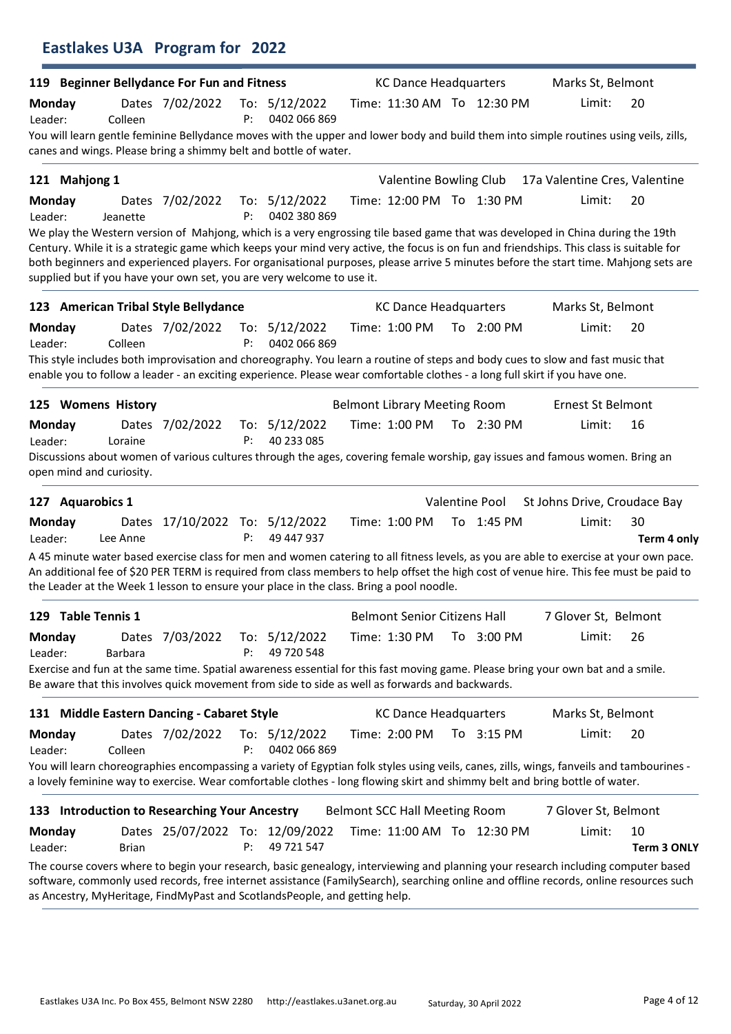# Eastlakes U3A Program for 2022

### 119 Beginner Bellydance For Fun and Fitness

KC Dance Headquarters — Marks St, Belmont

**Monday** Dates 7/02/2022 To: 5/12/2022 Time: 11:30 AM To 12:30 PM Limit: 20

Leader: Colleen P: 0402 066 869

You will learn gentle feminine Bellydance moves with the upper and lower body and build them into simple routines using veils, zills, canes and wings. Please bring a shimmy belt and bottle of water.

---

### 121 Mahjong 1

Valentine Bowling Club — 17a Valentine Cres, Valentine

**Monday** Dates 7/02/2022 To: 5/12/2022 Time: 12:00 PM To 1:30 PM Limit: 20

Leader: Jeanette P: 0402 380 869

We play the Western version of Mahjong, which is a very engrossing tile based game that was developed in China during the 19th Century. While it is a strategic game which keeps your mind very active, the focus is on fun and friendships. This class is suitable for both beginners and experienced players. For organisational purposes, please arrive 5 minutes before the start time. Mahjong sets are supplied but if you have your own set, you are very welcome to use it.

---

### 123 American Tribal Style Bellydance

KC Dance Headquarters — Marks St, Belmont

**Monday** Dates 7/02/2022 To: 5/12/2022 Time: 1:00 PM To 2:00 PM Limit: 20

Leader: Colleen P: 0402 066 869

This style includes both improvisation and choreography. You learn a routine of steps and body cues to slow and fast music that enable you to follow a leader - an exciting experience. Please wear comfortable clothes - a long full skirt if you have one.

---

### 125 Womens History

Belmont Library Meeting Room — Ernest St Belmont

**Monday** Dates 7/02/2022 To: 5/12/2022 Time: 1:00 PM To 2:30 PM Limit: 16

Leader: Loraine P: 40 233 085

Discussions about women of various cultures through the ages, covering female worship, gay issues and famous women. Bring an open mind and curiosity.

---

### 127 Aquarobics 1

Valentine Pool — St Johns Drive, Croudace Bay

**Monday** Dates 17/10/2022 To: 5/12/2022 Time: 1:00 PM To 1:45 PM Limit: 30

Leader: Lee Anne P: 49 447 937 **Term 4 only**

A 45 minute water based exercise class for men and women catering to all fitness levels, as you are able to exercise at your own pace. An additional fee of $20 PER TERM is required from class members to help offset the high cost of venue hire. This fee must be paid to the Leader at the Week 1 lesson to ensure your place in the class. Bring a pool noodle.

---

### 129 Table Tennis 1

Belmont Senior Citizens Hall — 7 Glover St, Belmont

**Monday** Dates 7/03/2022 To: 5/12/2022 Time: 1:30 PM To 3:00 PM Limit: 26

Leader: Barbara P: 49 720 548

Exercise and fun at the same time. Spatial awareness essential for this fast moving game. Please bring your own bat and a smile. Be aware that this involves quick movement from side to side as well as forwards and backwards.

---

### 131 Middle Eastern Dancing - Cabaret Style

KC Dance Headquarters — Marks St, Belmont

**Monday** Dates 7/02/2022 To: 5/12/2022 Time: 2:00 PM To 3:15 PM Limit: 20

Leader: Colleen P: 0402 066 869

You will learn choreographies encompassing a variety of Egyptian folk styles using veils, canes, zills, wings, fanveils and tambourines - a lovely feminine way to exercise. Wear comfortable clothes - long flowing skirt and shimmy belt and bring bottle of water.

---

### 133 Introduction to Researching Your Ancestry

Belmont SCC Hall Meeting Room — 7 Glover St, Belmont

**Monday** Dates 25/07/2022 To: 12/09/2022 Time: 11:00 AM To 12:30 PM Limit: 10

Leader: Brian P: 49 721 547 **Term 3 ONLY**

The course covers where to begin your research, basic genealogy, interviewing and planning your research including computer based software, commonly used records, free internet assistance (FamilySearch), searching online and offline records, online resources such as Ancestry, MyHeritage, FindMyPast and ScotlandsPeople, and getting help.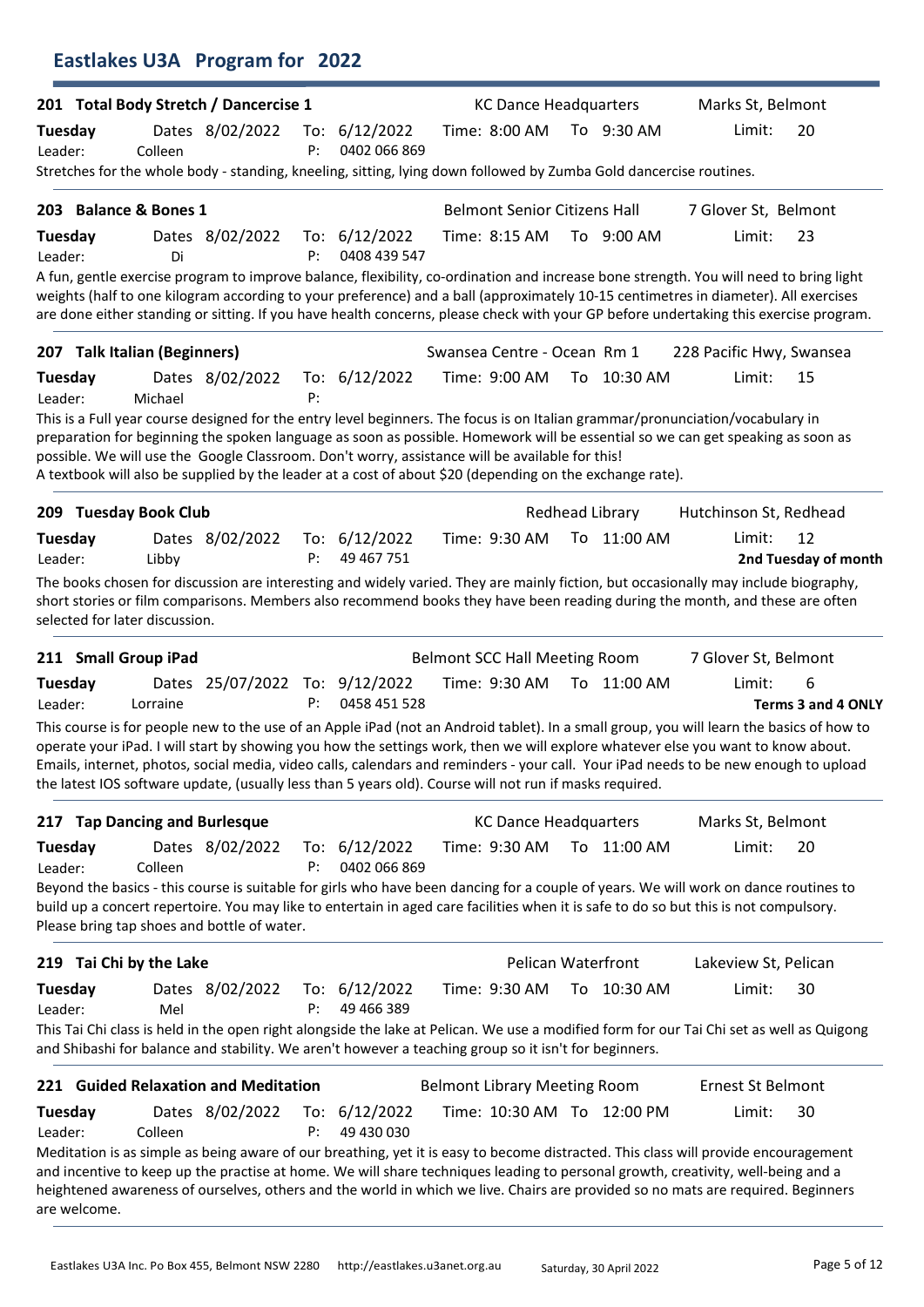## Eastlakes U3A Program for 2022

### 201 Total Body Stretch / Dancercise 1

KC Dance Headquarters — Marks St, Belmont

**Tuesday** Dates 8/02/2022 To: 6/12/2022 Time: 8:00 AM To 9:30 AM Limit: 20

Leader: Colleen P: 0402 066 869

Stretches for the whole body - standing, kneeling, sitting, lying down followed by Zumba Gold dancercise routines.

---

### 203 Balance & Bones 1

Belmont Senior Citizens Hall — 7 Glover St, Belmont

**Tuesday** Dates 8/02/2022 To: 6/12/2022 Time: 8:15 AM To 9:00 AM Limit: 23

Leader: Di P: 0408 439 547

A fun, gentle exercise program to improve balance, flexibility, co-ordination and increase bone strength. You will need to bring light weights (half to one kilogram according to your preference) and a ball (approximately 10-15 centimetres in diameter). All exercises are done either standing or sitting. If you have health concerns, please check with your GP before undertaking this exercise program.

---

### 207 Talk Italian (Beginners)

Swansea Centre - Ocean Rm 1 — 228 Pacific Hwy, Swansea

**Tuesday** Dates 8/02/2022 To: 6/12/2022 Time: 9:00 AM To 10:30 AM Limit: 15

Leader: Michael P:

This is a Full year course designed for the entry level beginners. The focus is on Italian grammar/pronunciation/vocabulary in preparation for beginning the spoken language as soon as possible. Homework will be essential so we can get speaking as soon as possible. We will use the Google Classroom. Don't worry, assistance will be available for this!
A textbook will also be supplied by the leader at a cost of about $20 (depending on the exchange rate).

---

### 209 Tuesday Book Club

Redhead Library — Hutchinson St, Redhead

**Tuesday** Dates 8/02/2022 To: 6/12/2022 Time: 9:30 AM To 11:00 AM Limit: 12

Leader: Libby P: 49 467 751 **2nd Tuesday of month**

The books chosen for discussion are interesting and widely varied. They are mainly fiction, but occasionally may include biography, short stories or film comparisons. Members also recommend books they have been reading during the month, and these are often selected for later discussion.

---

### 211 Small Group iPad

Belmont SCC Hall Meeting Room — 7 Glover St, Belmont

**Tuesday** Dates 25/07/2022 To: 9/12/2022 Time: 9:30 AM To 11:00 AM Limit: 6

Leader: Lorraine P: 0458 451 528 **Terms 3 and 4 ONLY**

This course is for people new to the use of an Apple iPad (not an Android tablet). In a small group, you will learn the basics of how to operate your iPad. I will start by showing you how the settings work, then we will explore whatever else you want to know about. Emails, internet, photos, social media, video calls, calendars and reminders - your call. Your iPad needs to be new enough to upload the latest IOS software update, (usually less than 5 years old). Course will not run if masks required.

---

### 217 Tap Dancing and Burlesque

KC Dance Headquarters — Marks St, Belmont

**Tuesday** Dates 8/02/2022 To: 6/12/2022 Time: 9:30 AM To 11:00 AM Limit: 20

Leader: Colleen P: 0402 066 869

Beyond the basics - this course is suitable for girls who have been dancing for a couple of years. We will work on dance routines to build up a concert repertoire. You may like to entertain in aged care facilities when it is safe to do so but this is not compulsory. Please bring tap shoes and bottle of water.

---

### 219 Tai Chi by the Lake

Pelican Waterfront — Lakeview St, Pelican

**Tuesday** Dates 8/02/2022 To: 6/12/2022 Time: 9:30 AM To 10:30 AM Limit: 30

Leader: Mel P: 49 466 389

This Tai Chi class is held in the open right alongside the lake at Pelican. We use a modified form for our Tai Chi set as well as Quigong and Shibashi for balance and stability. We aren't however a teaching group so it isn't for beginners.

---

### 221 Guided Relaxation and Meditation

Belmont Library Meeting Room — Ernest St Belmont

**Tuesday** Dates 8/02/2022 To: 6/12/2022 Time: 10:30 AM To 12:00 PM Limit: 30

Leader: Colleen P: 49 430 030

Meditation is as simple as being aware of our breathing, yet it is easy to become distracted. This class will provide encouragement and incentive to keep up the practise at home. We will share techniques leading to personal growth, creativity, well-being and a heightened awareness of ourselves, others and the world in which we live. Chairs are provided so no mats are required. Beginners are welcome.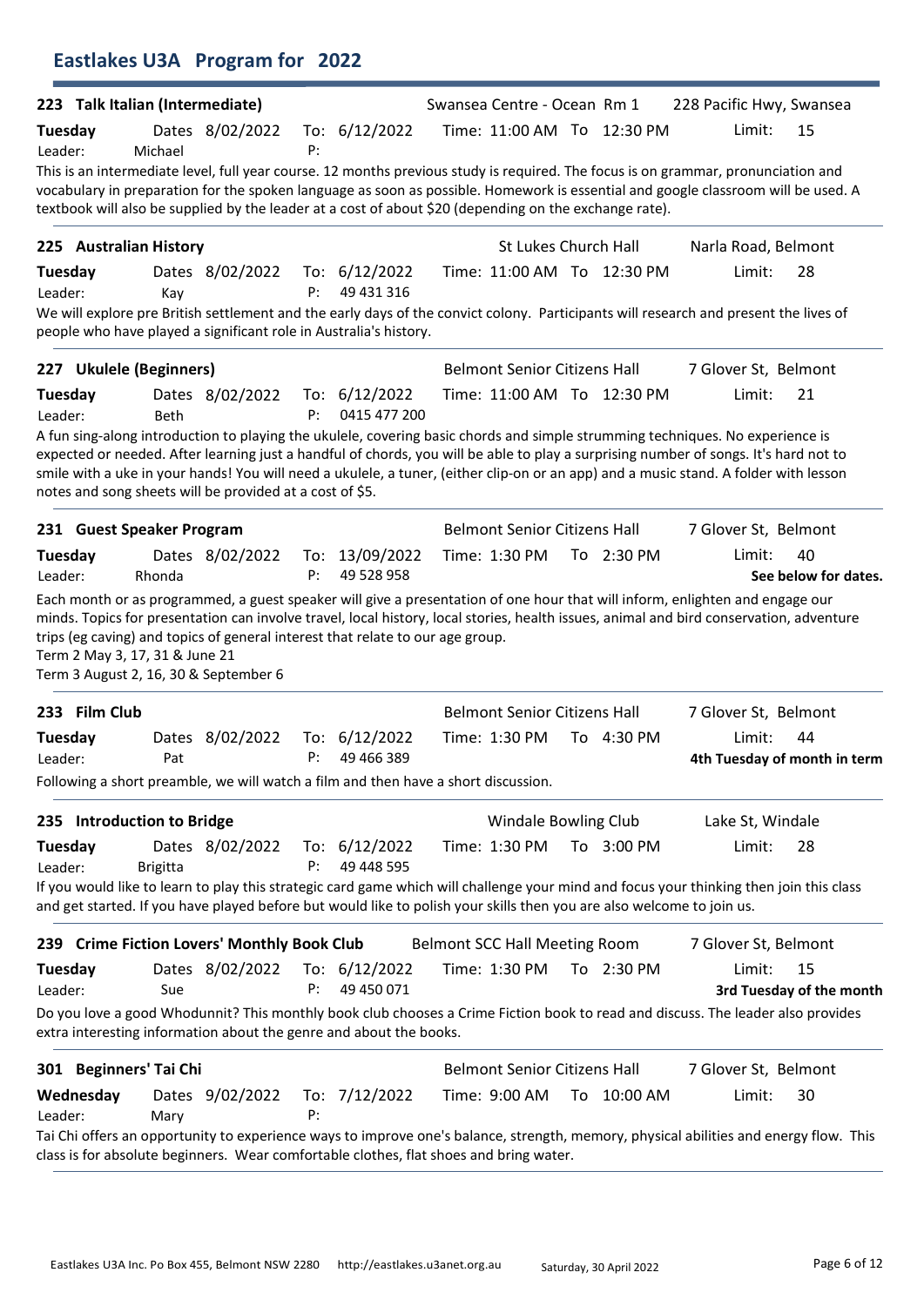# Eastlakes U3A Program for 2022

## 223 Talk Italian (Intermediate)

Swansea Centre - Ocean Rm 1 | 228 Pacific Hwy, Swansea

**Tuesday** Dates 8/02/2022 To: 6/12/2022 Time: 11:00 AM To 12:30 PM Limit: 15
Leader: Michael P:

This is an intermediate level, full year course. 12 months previous study is required. The focus is on grammar, pronunciation and vocabulary in preparation for the spoken language as soon as possible. Homework is essential and google classroom will be used. A textbook will also be supplied by the leader at a cost of about $20 (depending on the exchange rate).

## 225 Australian History

St Lukes Church Hall | Narla Road, Belmont

**Tuesday** Dates 8/02/2022 To: 6/12/2022 Time: 11:00 AM To 12:30 PM Limit: 28
Leader: Kay P: 49 431 316

We will explore pre British settlement and the early days of the convict colony. Participants will research and present the lives of people who have played a significant role in Australia's history.

## 227 Ukulele (Beginners)

Belmont Senior Citizens Hall | 7 Glover St, Belmont

**Tuesday** Dates 8/02/2022 To: 6/12/2022 Time: 11:00 AM To 12:30 PM Limit: 21
Leader: Beth P: 0415 477 200

A fun sing-along introduction to playing the ukulele, covering basic chords and simple strumming techniques. No experience is expected or needed. After learning just a handful of chords, you will be able to play a surprising number of songs. It's hard not to smile with a uke in your hands! You will need a ukulele, a tuner, (either clip-on or an app) and a music stand. A folder with lesson notes and song sheets will be provided at a cost of $5.

## 231 Guest Speaker Program

Belmont Senior Citizens Hall | 7 Glover St, Belmont

**Tuesday** Dates 8/02/2022 To: 13/09/2022 Time: 1:30 PM To 2:30 PM Limit: 40
Leader: Rhonda P: 49 528 958 **See below for dates.**

Each month or as programmed, a guest speaker will give a presentation of one hour that will inform, enlighten and engage our minds. Topics for presentation can involve travel, local history, local stories, health issues, animal and bird conservation, adventure trips (eg caving) and topics of general interest that relate to our age group.
Term 2 May 3, 17, 31 & June 21
Term 3 August 2, 16, 30 & September 6

## 233 Film Club

Belmont Senior Citizens Hall | 7 Glover St, Belmont

**Tuesday** Dates 8/02/2022 To: 6/12/2022 Time: 1:30 PM To 4:30 PM Limit: 44
Leader: Pat P: 49 466 389 **4th Tuesday of month in term**

Following a short preamble, we will watch a film and then have a short discussion.

## 235 Introduction to Bridge

Windale Bowling Club | Lake St, Windale

**Tuesday** Dates 8/02/2022 To: 6/12/2022 Time: 1:30 PM To 3:00 PM Limit: 28
Leader: Brigitta P: 49 448 595

If you would like to learn to play this strategic card game which will challenge your mind and focus your thinking then join this class and get started. If you have played before but would like to polish your skills then you are also welcome to join us.

## 239 Crime Fiction Lovers' Monthly Book Club

Belmont SCC Hall Meeting Room | 7 Glover St, Belmont

**Tuesday** Dates 8/02/2022 To: 6/12/2022 Time: 1:30 PM To 2:30 PM Limit: 15
Leader: Sue P: 49 450 071 **3rd Tuesday of the month**

Do you love a good Whodunnit? This monthly book club chooses a Crime Fiction book to read and discuss. The leader also provides extra interesting information about the genre and about the books.

## 301 Beginners' Tai Chi

Belmont Senior Citizens Hall | 7 Glover St, Belmont

**Wednesday** Dates 9/02/2022 To: 7/12/2022 Time: 9:00 AM To 10:00 AM Limit: 30
Leader: Mary P:

Tai Chi offers an opportunity to experience ways to improve one's balance, strength, memory, physical abilities and energy flow. This class is for absolute beginners. Wear comfortable clothes, flat shoes and bring water.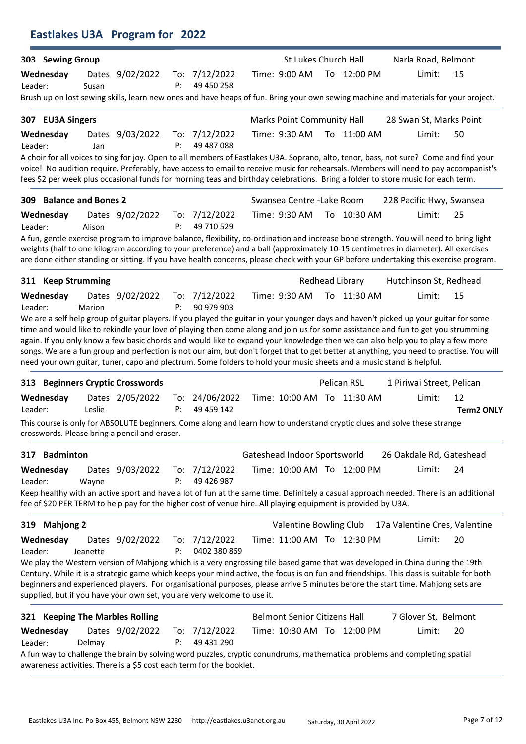# Eastlakes U3A Program for 2022

## 303 Sewing Group

St Lukes Church Hall — Narla Road, Belmont

**Wednesday** Dates 9/02/2022 To: 7/12/2022 Time: 9:00 AM To 12:00 PM Limit: 15

Leader: Susan P: 49 450 258

Brush up on lost sewing skills, learn new ones and have heaps of fun. Bring your own sewing machine and materials for your project.

## 307 EU3A Singers

Marks Point Community Hall — 28 Swan St, Marks Point

**Wednesday** Dates 9/03/2022 To: 7/12/2022 Time: 9:30 AM To 11:00 AM Limit: 50

Leader: Jan P: 49 487 088

A choir for all voices to sing for joy. Open to all members of Eastlakes U3A. Soprano, alto, tenor, bass, not sure? Come and find your voice! No audition require. Preferably, have access to email to receive music for rehearsals. Members will need to pay accompanist's fees $2 per week plus occasional funds for morning teas and birthday celebrations. Bring a folder to store music for each term.

## 309 Balance and Bones 2

Swansea Centre -Lake Room — 228 Pacific Hwy, Swansea

**Wednesday** Dates 9/02/2022 To: 7/12/2022 Time: 9:30 AM To 10:30 AM Limit: 25

Leader: Alison P: 49 710 529

A fun, gentle exercise program to improve balance, flexibility, co-ordination and increase bone strength. You will need to bring light weights (half to one kilogram according to your preference) and a ball (approximately 10-15 centimetres in diameter). All exercises are done either standing or sitting. If you have health concerns, please check with your GP before undertaking this exercise program.

## 311 Keep Strumming

Redhead Library — Hutchinson St, Redhead

**Wednesday** Dates 9/02/2022 To: 7/12/2022 Time: 9:30 AM To 11:30 AM Limit: 15

Leader: Marion P: 90 979 903

We are a self help group of guitar players. If you played the guitar in your younger days and haven't picked up your guitar for some time and would like to rekindle your love of playing then come along and join us for some assistance and fun to get you strumming again. If you only know a few basic chords and would like to expand your knowledge then we can also help you to play a few more songs. We are a fun group and perfection is not our aim, but don't forget that to get better at anything, you need to practise. You will need your own guitar, tuner, capo and plectrum. Some folders to hold your music sheets and a music stand is helpful.

## 313 Beginners Cryptic Crosswords

Pelican RSL — 1 Piriwai Street, Pelican

**Wednesday** Dates 2/05/2022 To: 24/06/2022 Time: 10:00 AM To 11:30 AM Limit: 12

Leader: Leslie P: 49 459 142 **Term2 ONLY**

This course is only for ABSOLUTE beginners. Come along and learn how to understand cryptic clues and solve these strange crosswords. Please bring a pencil and eraser.

## 317 Badminton

Gateshead Indoor Sportsworld — 26 Oakdale Rd, Gateshead

**Wednesday** Dates 9/03/2022 To: 7/12/2022 Time: 10:00 AM To 12:00 PM Limit: 24

Leader: Wayne P: 49 426 987

Keep healthy with an active sport and have a lot of fun at the same time. Definitely a casual approach needed. There is an additional fee of $20 PER TERM to help pay for the higher cost of venue hire. All playing equipment is provided by U3A.

## 319 Mahjong 2

Valentine Bowling Club — 17a Valentine Cres, Valentine

**Wednesday** Dates 9/02/2022 To: 7/12/2022 Time: 11:00 AM To 12:30 PM Limit: 20

Leader: Jeanette P: 0402 380 869

We play the Western version of Mahjong which is a very engrossing tile based game that was developed in China during the 19th Century. While it is a strategic game which keeps your mind active, the focus is on fun and friendships. This class is suitable for both beginners and experienced players. For organisational purposes, please arrive 5 minutes before the start time. Mahjong sets are supplied, but if you have your own set, you are very welcome to use it.

## 321 Keeping The Marbles Rolling

Belmont Senior Citizens Hall — 7 Glover St, Belmont

**Wednesday** Dates 9/02/2022 To: 7/12/2022 Time: 10:30 AM To 12:00 PM Limit: 20

Leader: Delmay P: 49 431 290

A fun way to challenge the brain by solving word puzzles, cryptic conundrums, mathematical problems and completing spatial awareness activities. There is a $5 cost each term for the booklet.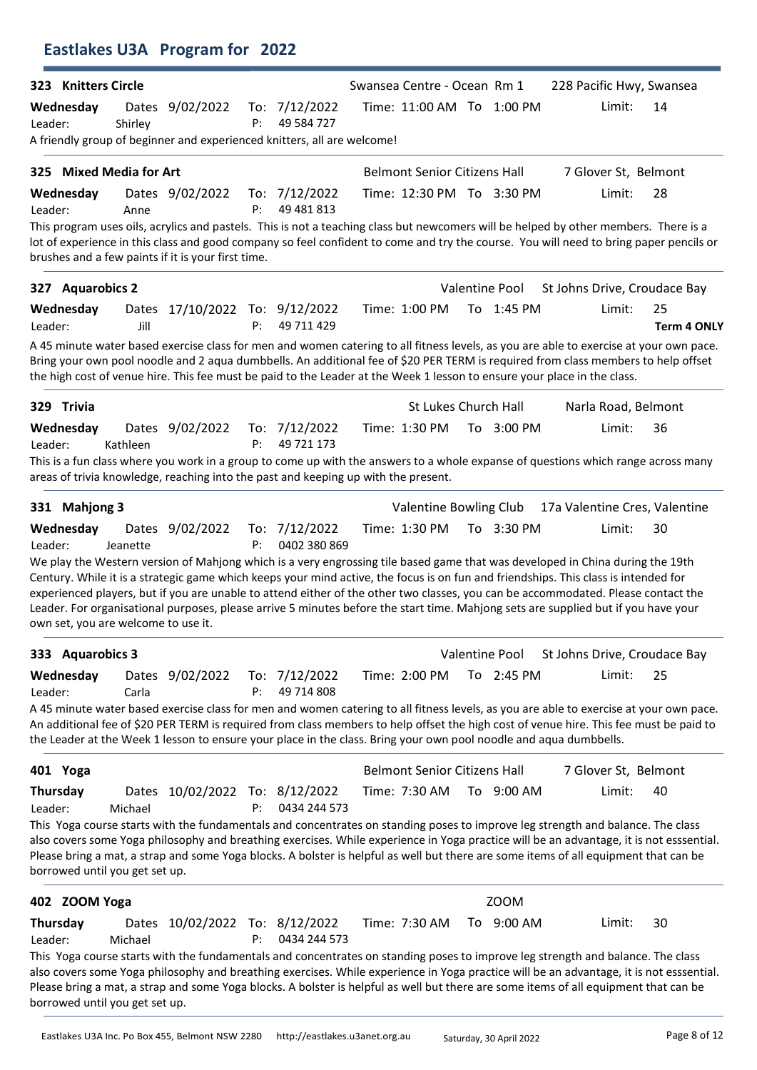# Eastlakes U3A Program for 2022

## 323 Knitters Circle

Swansea Centre - Ocean Rm 1 | 228 Pacific Hwy, Swansea

**Wednesday** Dates 9/02/2022 To: 7/12/2022 Time: 11:00 AM To 1:00 PM Limit: 14

Leader: Shirley P: 49 584 727

A friendly group of beginner and experienced knitters, all are welcome!

## 325 Mixed Media for Art

Belmont Senior Citizens Hall | 7 Glover St, Belmont

**Wednesday** Dates 9/02/2022 To: 7/12/2022 Time: 12:30 PM To 3:30 PM Limit: 28

Leader: Anne P: 49 481 813

This program uses oils, acrylics and pastels. This is not a teaching class but newcomers will be helped by other members. There is a lot of experience in this class and good company so feel confident to come and try the course. You will need to bring paper pencils or brushes and a few paints if it is your first time.

## 327 Aquarobics 2

Valentine Pool | St Johns Drive, Croudace Bay

**Wednesday** Dates 17/10/2022 To: 9/12/2022 Time: 1:00 PM To 1:45 PM Limit: 25

Leader: Jill P: 49 711 429 **Term 4 ONLY**

A 45 minute water based exercise class for men and women catering to all fitness levels, as you are able to exercise at your own pace. Bring your own pool noodle and 2 aqua dumbbells. An additional fee of $20 PER TERM is required from class members to help offset the high cost of venue hire. This fee must be paid to the Leader at the Week 1 lesson to ensure your place in the class.

## 329 Trivia

St Lukes Church Hall | Narla Road, Belmont

**Wednesday** Dates 9/02/2022 To: 7/12/2022 Time: 1:30 PM To 3:00 PM Limit: 36

Leader: Kathleen P: 49 721 173

This is a fun class where you work in a group to come up with the answers to a whole expanse of questions which range across many areas of trivia knowledge, reaching into the past and keeping up with the present.

## 331 Mahjong 3

Valentine Bowling Club | 17a Valentine Cres, Valentine

**Wednesday** Dates 9/02/2022 To: 7/12/2022 Time: 1:30 PM To 3:30 PM Limit: 30

Leader: Jeanette P: 0402 380 869

We play the Western version of Mahjong which is a very engrossing tile based game that was developed in China during the 19th Century. While it is a strategic game which keeps your mind active, the focus is on fun and friendships. This class is intended for experienced players, but if you are unable to attend either of the other two classes, you can be accommodated. Please contact the Leader. For organisational purposes, please arrive 5 minutes before the start time. Mahjong sets are supplied but if you have your own set, you are welcome to use it.

## 333 Aquarobics 3

Valentine Pool | St Johns Drive, Croudace Bay

**Wednesday** Dates 9/02/2022 To: 7/12/2022 Time: 2:00 PM To 2:45 PM Limit: 25

Leader: Carla P: 49 714 808

A 45 minute water based exercise class for men and women catering to all fitness levels, as you are able to exercise at your own pace. An additional fee of $20 PER TERM is required from class members to help offset the high cost of venue hire. This fee must be paid to the Leader at the Week 1 lesson to ensure your place in the class. Bring your own pool noodle and aqua dumbbells.

## 401 Yoga

Belmont Senior Citizens Hall | 7 Glover St, Belmont

**Thursday** Dates 10/02/2022 To: 8/12/2022 Time: 7:30 AM To 9:00 AM Limit: 40

Leader: Michael P: 0434 244 573

This Yoga course starts with the fundamentals and concentrates on standing poses to improve leg strength and balance. The class also covers some Yoga philosophy and breathing exercises. While experience in Yoga practice will be an advantage, it is not esssential. Please bring a mat, a strap and some Yoga blocks. A bolster is helpful as well but there are some items of all equipment that can be borrowed until you get set up.

## 402 ZOOM Yoga

ZOOM

**Thursday** Dates 10/02/2022 To: 8/12/2022 Time: 7:30 AM To 9:00 AM Limit: 30

Leader: Michael P: 0434 244 573

This Yoga course starts with the fundamentals and concentrates on standing poses to improve leg strength and balance. The class also covers some Yoga philosophy and breathing exercises. While experience in Yoga practice will be an advantage, it is not esssential. Please bring a mat, a strap and some Yoga blocks. A bolster is helpful as well but there are some items of all equipment that can be borrowed until you get set up.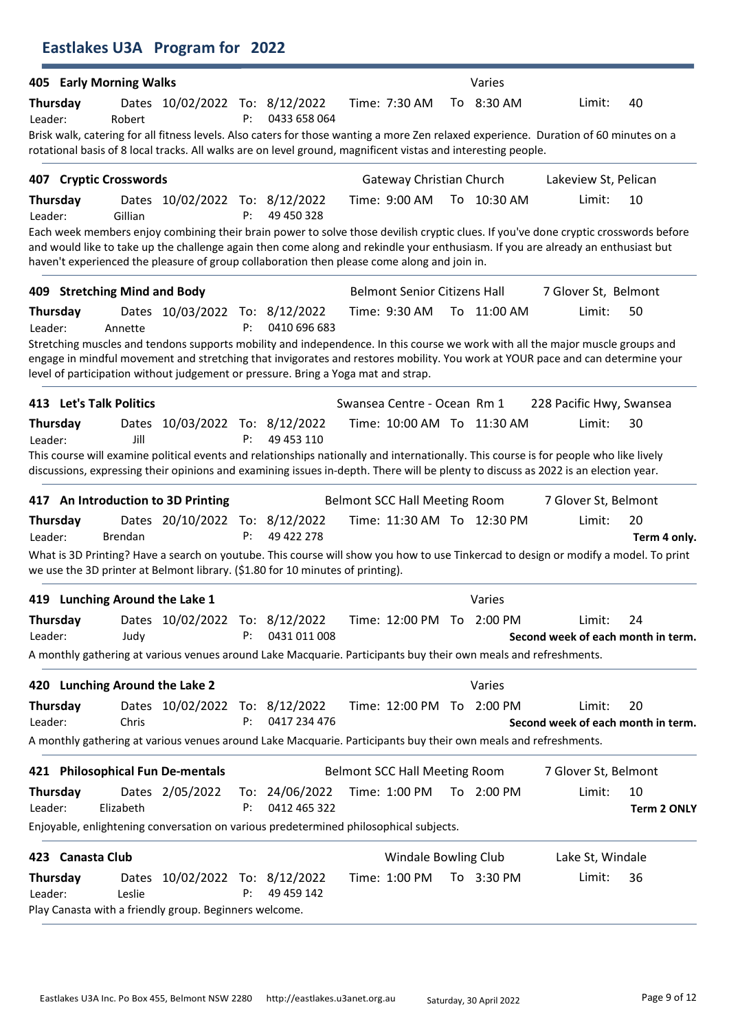# Eastlakes U3A Program for 2022

## 405 Early Morning Walks

Varies

**Thursday** Dates 10/02/2022 To: 8/12/2022 Time: 7:30 AM To 8:30 AM Limit: 40

Leader: Robert P: 0433 658 064

Brisk walk, catering for all fitness levels. Also caters for those wanting a more Zen relaxed experience. Duration of 60 minutes on a rotational basis of 8 local tracks. All walks are on level ground, magnificent vistas and interesting people.

---

## 407 Cryptic Crosswords

Gateway Christian Church — Lakeview St, Pelican

**Thursday** Dates 10/02/2022 To: 8/12/2022 Time: 9:00 AM To 10:30 AM Limit: 10

Leader: Gillian P: 49 450 328

Each week members enjoy combining their brain power to solve those devilish cryptic clues. If you've done cryptic crosswords before and would like to take up the challenge again then come along and rekindle your enthusiasm. If you are already an enthusiast but haven't experienced the pleasure of group collaboration then please come along and join in.

---

## 409 Stretching Mind and Body

Belmont Senior Citizens Hall — 7 Glover St, Belmont

**Thursday** Dates 10/03/2022 To: 8/12/2022 Time: 9:30 AM To 11:00 AM Limit: 50

Leader: Annette P: 0410 696 683

Stretching muscles and tendons supports mobility and independence. In this course we work with all the major muscle groups and engage in mindful movement and stretching that invigorates and restores mobility. You work at YOUR pace and can determine your level of participation without judgement or pressure. Bring a Yoga mat and strap.

---

## 413 Let's Talk Politics

Swansea Centre - Ocean Rm 1 — 228 Pacific Hwy, Swansea

**Thursday** Dates 10/03/2022 To: 8/12/2022 Time: 10:00 AM To 11:30 AM Limit: 30

Leader: Jill P: 49 453 110

This course will examine political events and relationships nationally and internationally. This course is for people who like lively discussions, expressing their opinions and examining issues in-depth. There will be plenty to discuss as 2022 is an election year.

---

## 417 An Introduction to 3D Printing

Belmont SCC Hall Meeting Room — 7 Glover St, Belmont

**Thursday** Dates 20/10/2022 To: 8/12/2022 Time: 11:30 AM To 12:30 PM Limit: 20

Leader: Brendan P: 49 422 278 **Term 4 only.**

What is 3D Printing? Have a search on youtube. This course will show you how to use Tinkercad to design or modify a model. To print we use the 3D printer at Belmont library. ($1.80 for 10 minutes of printing).

---

## 419 Lunching Around the Lake 1

Varies

**Thursday** Dates 10/02/2022 To: 8/12/2022 Time: 12:00 PM To 2:00 PM Limit: 24

Leader: Judy P: 0431 011 008 **Second week of each month in term.**

A monthly gathering at various venues around Lake Macquarie. Participants buy their own meals and refreshments.

---

## 420 Lunching Around the Lake 2

Varies

**Thursday** Dates 10/02/2022 To: 8/12/2022 Time: 12:00 PM To 2:00 PM Limit: 20

Leader: Chris P: 0417 234 476 **Second week of each month in term.**

A monthly gathering at various venues around Lake Macquarie. Participants buy their own meals and refreshments.

---

## 421 Philosophical Fun De-mentals

Belmont SCC Hall Meeting Room — 7 Glover St, Belmont

**Thursday** Dates 2/05/2022 To: 24/06/2022 Time: 1:00 PM To 2:00 PM Limit: 10

Leader: Elizabeth P: 0412 465 322 **Term 2 ONLY**

Enjoyable, enlightening conversation on various predetermined philosophical subjects.

---

## 423 Canasta Club

Windale Bowling Club — Lake St, Windale

**Thursday** Dates 10/02/2022 To: 8/12/2022 Time: 1:00 PM To 3:30 PM Limit: 36

Leader: Leslie P: 49 459 142

Play Canasta with a friendly group. Beginners welcome.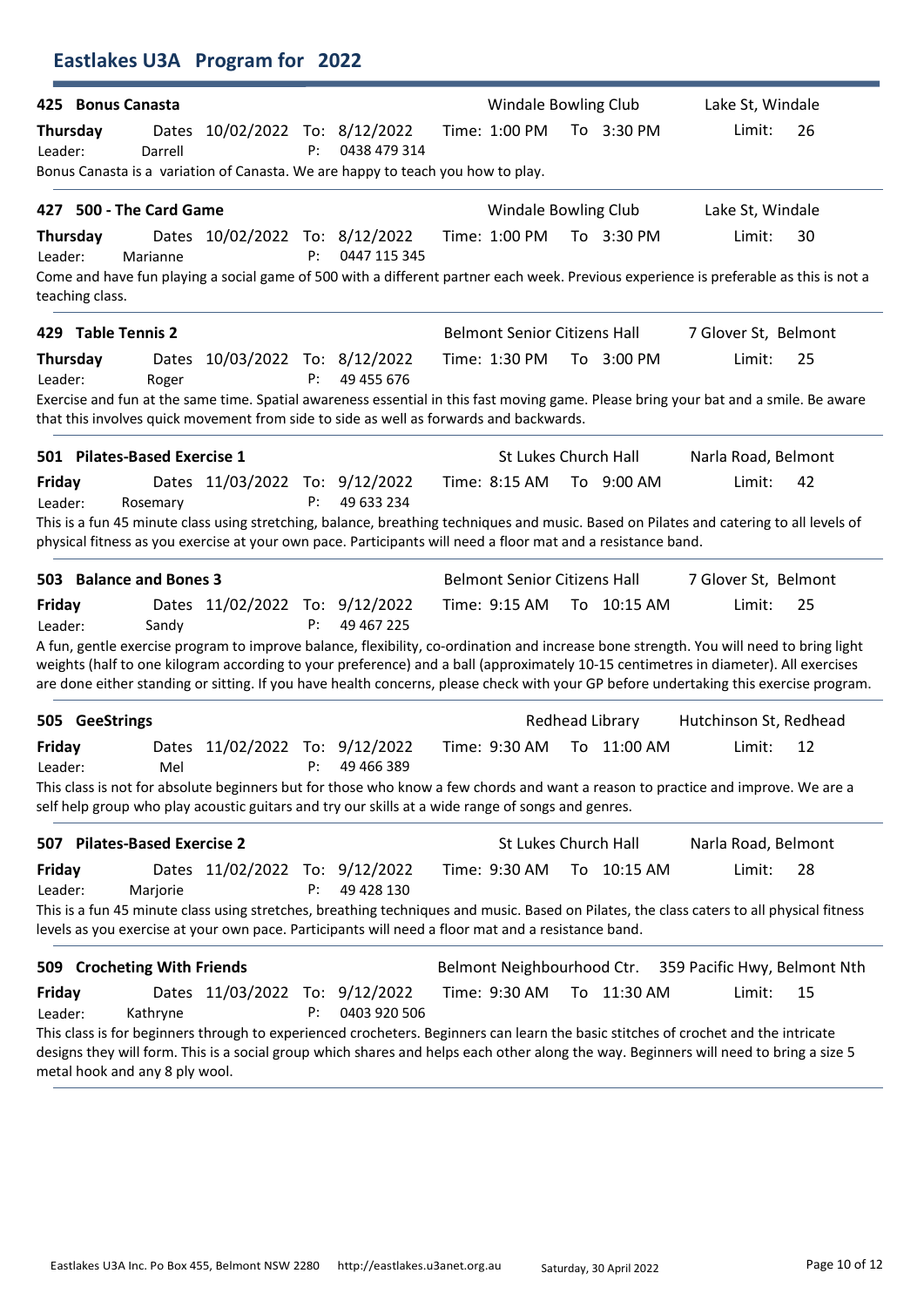# Eastlakes U3A Program for 2022

### 425 Bonus Canasta

Windale Bowling Club — Lake St, Windale

**Thursday** Dates 10/02/2022 To: 8/12/2022 Time: 1:00 PM To 3:30 PM Limit: 26

Leader: Darrell P: 0438 479 314

Bonus Canasta is a variation of Canasta. We are happy to teach you how to play.

---

### 427 500 - The Card Game

Windale Bowling Club — Lake St, Windale

**Thursday** Dates 10/02/2022 To: 8/12/2022 Time: 1:00 PM To 3:30 PM Limit: 30

Leader: Marianne P: 0447 115 345

Come and have fun playing a social game of 500 with a different partner each week. Previous experience is preferable as this is not a teaching class.

---

### 429 Table Tennis 2

Belmont Senior Citizens Hall — 7 Glover St, Belmont

**Thursday** Dates 10/03/2022 To: 8/12/2022 Time: 1:30 PM To 3:00 PM Limit: 25

Leader: Roger P: 49 455 676

Exercise and fun at the same time. Spatial awareness essential in this fast moving game. Please bring your bat and a smile. Be aware that this involves quick movement from side to side as well as forwards and backwards.

---

### 501 Pilates-Based Exercise 1

St Lukes Church Hall — Narla Road, Belmont

**Friday** Dates 11/03/2022 To: 9/12/2022 Time: 8:15 AM To 9:00 AM Limit: 42

Leader: Rosemary P: 49 633 234

This is a fun 45 minute class using stretching, balance, breathing techniques and music. Based on Pilates and catering to all levels of physical fitness as you exercise at your own pace. Participants will need a floor mat and a resistance band.

---

### 503 Balance and Bones 3

Belmont Senior Citizens Hall — 7 Glover St, Belmont

**Friday** Dates 11/02/2022 To: 9/12/2022 Time: 9:15 AM To 10:15 AM Limit: 25

Leader: Sandy P: 49 467 225

A fun, gentle exercise program to improve balance, flexibility, co-ordination and increase bone strength. You will need to bring light weights (half to one kilogram according to your preference) and a ball (approximately 10-15 centimetres in diameter). All exercises are done either standing or sitting. If you have health concerns, please check with your GP before undertaking this exercise program.

---

### 505 GeeStrings

Redhead Library — Hutchinson St, Redhead

**Friday** Dates 11/02/2022 To: 9/12/2022 Time: 9:30 AM To 11:00 AM Limit: 12

Leader: Mel P: 49 466 389

This class is not for absolute beginners but for those who know a few chords and want a reason to practice and improve. We are a self help group who play acoustic guitars and try our skills at a wide range of songs and genres.

---

### 507 Pilates-Based Exercise 2

St Lukes Church Hall — Narla Road, Belmont

**Friday** Dates 11/02/2022 To: 9/12/2022 Time: 9:30 AM To 10:15 AM Limit: 28

Leader: Marjorie P: 49 428 130

This is a fun 45 minute class using stretches, breathing techniques and music. Based on Pilates, the class caters to all physical fitness levels as you exercise at your own pace. Participants will need a floor mat and a resistance band.

---

### 509 Crocheting With Friends

Belmont Neighbourhood Ctr. — 359 Pacific Hwy, Belmont Nth

**Friday** Dates 11/03/2022 To: 9/12/2022 Time: 9:30 AM To 11:30 AM Limit: 15

Leader: Kathryne P: 0403 920 506

This class is for beginners through to experienced crocheters. Beginners can learn the basic stitches of crochet and the intricate designs they will form. This is a social group which shares and helps each other along the way. Beginners will need to bring a size 5 metal hook and any 8 ply wool.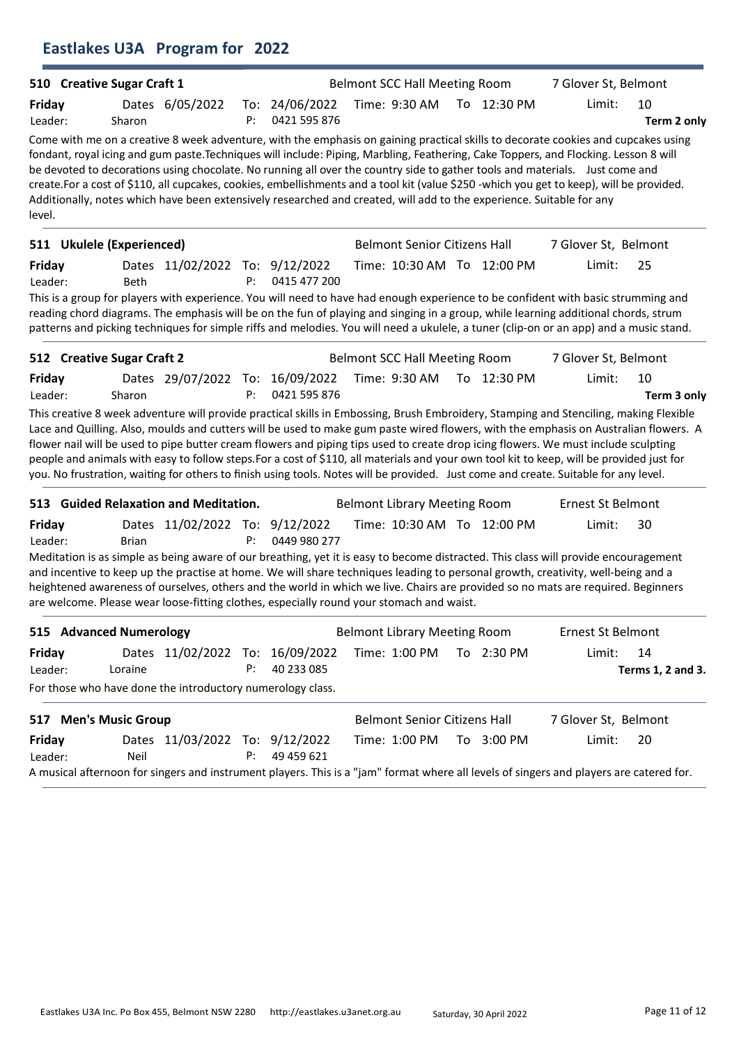## Eastlakes U3A Program for 2022

### 510 Creative Sugar Craft 1

Belmont SCC Hall Meeting Room — 7 Glover St, Belmont

**Friday** Dates 6/05/2022 To: 24/06/2022 Time: 9:30 AM To 12:30 PM Limit: 10
Leader: Sharon P: 0421 595 876 **Term 2 only**

Come with me on a creative 8 week adventure, with the emphasis on gaining practical skills to decorate cookies and cupcakes using fondant, royal icing and gum paste.Techniques will include: Piping, Marbling, Feathering, Cake Toppers, and Flocking. Lesson 8 will be devoted to decorations using chocolate. No running all over the country side to gather tools and materials. Just come and create.For a cost of $110, all cupcakes, cookies, embellishments and a tool kit (value $250 -which you get to keep), will be provided. Additionally, notes which have been extensively researched and created, will add to the experience. Suitable for any level.

### 511 Ukulele (Experienced)

Belmont Senior Citizens Hall — 7 Glover St, Belmont

**Friday** Dates 11/02/2022 To: 9/12/2022 Time: 10:30 AM To 12:00 PM Limit: 25
Leader: Beth P: 0415 477 200

This is a group for players with experience. You will need to have had enough experience to be confident with basic strumming and reading chord diagrams. The emphasis will be on the fun of playing and singing in a group, while learning additional chords, strum patterns and picking techniques for simple riffs and melodies. You will need a ukulele, a tuner (clip-on or an app) and a music stand.

### 512 Creative Sugar Craft 2

Belmont SCC Hall Meeting Room — 7 Glover St, Belmont

**Friday** Dates 29/07/2022 To: 16/09/2022 Time: 9:30 AM To 12:30 PM Limit: 10
Leader: Sharon P: 0421 595 876 **Term 3 only**

This creative 8 week adventure will provide practical skills in Embossing, Brush Embroidery, Stamping and Stenciling, making Flexible Lace and Quilling. Also, moulds and cutters will be used to make gum paste wired flowers, with the emphasis on Australian flowers. A flower nail will be used to pipe butter cream flowers and piping tips used to create drop icing flowers. We must include sculpting people and animals with easy to follow steps.For a cost of $110, all materials and your own tool kit to keep, will be provided just for you. No frustration, waiting for others to finish using tools. Notes will be provided. Just come and create. Suitable for any level.

### 513 Guided Relaxation and Meditation.

Belmont Library Meeting Room — Ernest St Belmont

**Friday** Dates 11/02/2022 To: 9/12/2022 Time: 10:30 AM To 12:00 PM Limit: 30
Leader: Brian P: 0449 980 277

Meditation is as simple as being aware of our breathing, yet it is easy to become distracted. This class will provide encouragement and incentive to keep up the practise at home. We will share techniques leading to personal growth, creativity, well-being and a heightened awareness of ourselves, others and the world in which we live. Chairs are provided so no mats are required. Beginners are welcome. Please wear loose-fitting clothes, especially round your stomach and waist.

### 515 Advanced Numerology

Belmont Library Meeting Room — Ernest St Belmont

**Friday** Dates 11/02/2022 To: 16/09/2022 Time: 1:00 PM To 2:30 PM Limit: 14
Leader: Loraine P: 40 233 085 **Terms 1, 2 and 3.**

For those who have done the introductory numerology class.

### 517 Men's Music Group

Belmont Senior Citizens Hall — 7 Glover St, Belmont

**Friday** Dates 11/03/2022 To: 9/12/2022 Time: 1:00 PM To 3:00 PM Limit: 20
Leader: Neil P: 49 459 621

A musical afternoon for singers and instrument players. This is a "jam" format where all levels of singers and players are catered for.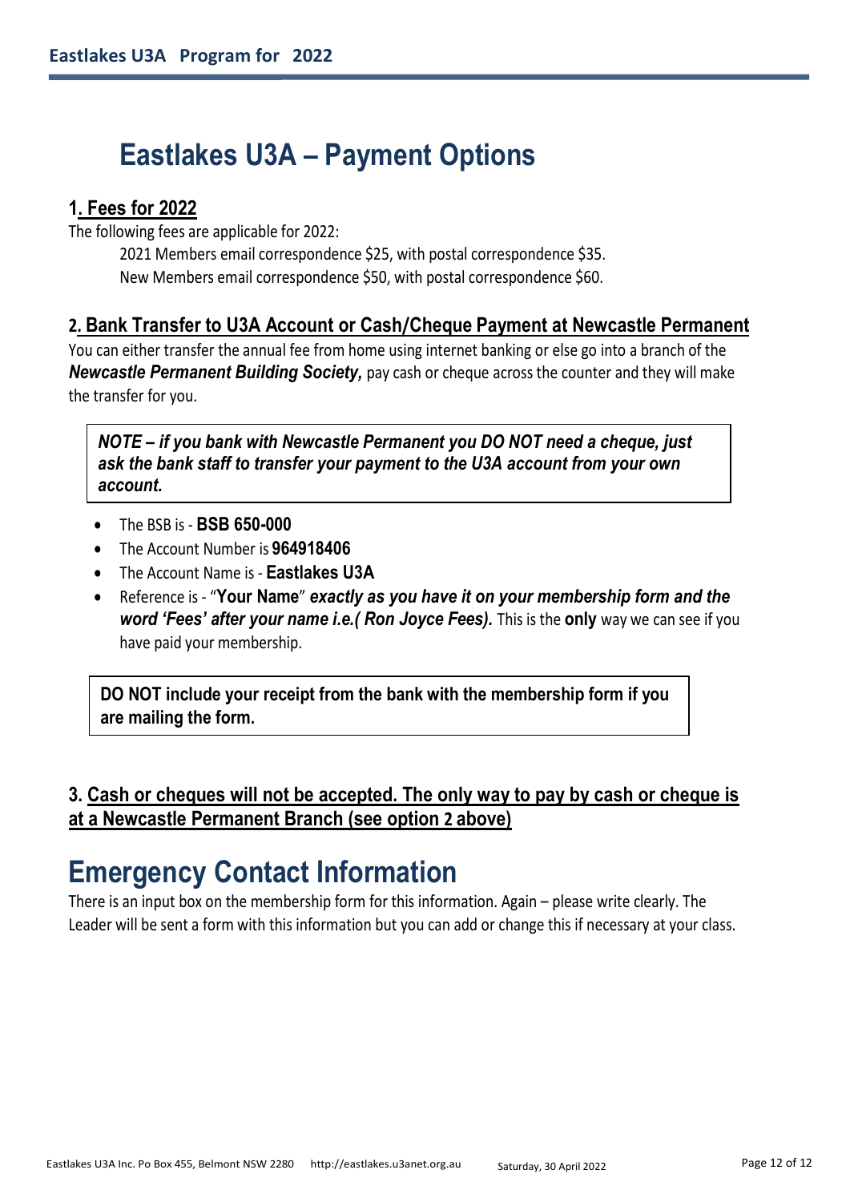# Eastlakes U3A – Payment Options

## 1. Fees for 2022

The following fees are applicable for 2022:

2021 Members email correspondence $25, with postal correspondence $35.

New Members email correspondence $50, with postal correspondence $60.

## 2. Bank Transfer to U3A Account or Cash/Cheque Payment at Newcastle Permanent

You can either transfer the annual fee from home using internet banking or else go into a branch of the ***Newcastle Permanent Building Society,*** pay cash or cheque across the counter and they will make the transfer for you.

> ***NOTE – if you bank with Newcastle Permanent you DO NOT need a cheque, just ask the bank staff to transfer your payment to the U3A account from your own account.***

- The BSB is - **BSB 650-000**
- The Account Number is **964918406**
- The Account Name is - **Eastlakes U3A**
- Reference is - "**Your Name**" ***exactly as you have it on your membership form and the word 'Fees' after your name i.e.( Ron Joyce Fees).*** This is the **only** way we can see if you have paid your membership.

> **DO NOT include your receipt from the bank with the membership form if you are mailing the form.**

## 3. Cash or cheques will not be accepted. The only way to pay by cash or cheque is at a Newcastle Permanent Branch (see option 2 above)

# Emergency Contact Information

There is an input box on the membership form for this information. Again – please write clearly. The Leader will be sent a form with this information but you can add or change this if necessary at your class.